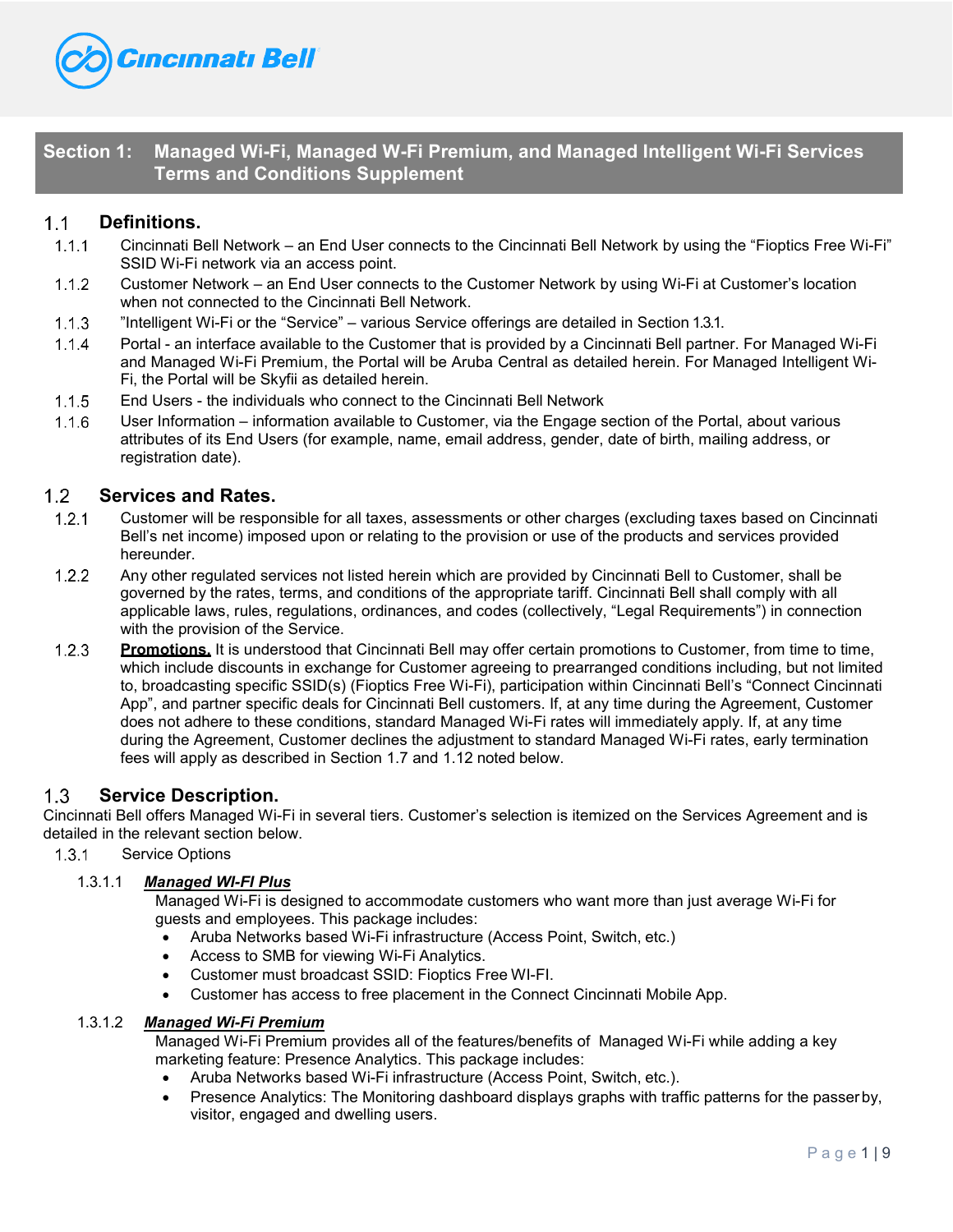## Section 1: Managed Wi-Fi, Managed W-Fi Premium, and Managed Intelligent Wi-Fi Services Terms and Conditions Supplement

### 1.1 Definitions.

1.1.1 Cincinnati Bell Network – an End User connects to the Cincinnati Bell Network by using the "Fioptics Free Wi-Fi" SSID Wi-Fi network via an access point.

1.1.2 Customer Network – an End User connects to the Customer Network by using Wi-Fi at Customer's location when not connected to the Cincinnati Bell Network.

1.1.3 "Intelligent Wi-Fi or the "Service" – various Service offerings are detailed in Section 1.3.1.

1.1.4 Portal - an interface available to the Customer that is provided by a Cincinnati Bell partner. For Managed Wi-Fi and Managed Wi-Fi Premium, the Portal will be Aruba Central as detailed herein. For Managed Intelligent Wi-Fi, the Portal will be Skyfii as detailed herein.

1.1.5 End Users - the individuals who connect to the Cincinnati Bell Network

1.1.6 User Information – information available to Customer, via the Engage section of the Portal, about various attributes of its End Users (for example, name, email address, gender, date of birth, mailing address, or registration date).

### 1.2 Services and Rates.

1.2.1 Customer will be responsible for all taxes, assessments or other charges (excluding taxes based on Cincinnati Bell's net income) imposed upon or relating to the provision or use of the products and services provided hereunder.

1.2.2 Any other regulated services not listed herein which are provided by Cincinnati Bell to Customer, shall be governed by the rates, terms, and conditions of the appropriate tariff. Cincinnati Bell shall comply with all applicable laws, rules, regulations, ordinances, and codes (collectively, "Legal Requirements") in connection with the provision of the Service.

1.2.3 **Promotions.** It is understood that Cincinnati Bell may offer certain promotions to Customer, from time to time, which include discounts in exchange for Customer agreeing to prearranged conditions including, but not limited to, broadcasting specific SSID(s) (Fioptics Free Wi-Fi), participation within Cincinnati Bell's "Connect Cincinnati App", and partner specific deals for Cincinnati Bell customers. If, at any time during the Agreement, Customer does not adhere to these conditions, standard Managed Wi-Fi rates will immediately apply. If, at any time during the Agreement, Customer declines the adjustment to standard Managed Wi-Fi rates, early termination fees will apply as described in Section 1.7 and 1.12 noted below.

### 1.3 Service Description.

Cincinnati Bell offers Managed Wi-Fi in several tiers. Customer's selection is itemized on the Services Agreement and is detailed in the relevant section below.

1.3.1 Service Options

1.3.1.1 ***Managed WI-FI Plus***

Managed Wi-Fi is designed to accommodate customers who want more than just average Wi-Fi for guests and employees. This package includes:

- Aruba Networks based Wi-Fi infrastructure (Access Point, Switch, etc.)
- Access to SMB for viewing Wi-Fi Analytics.
- Customer must broadcast SSID: Fioptics Free WI-FI.
- Customer has access to free placement in the Connect Cincinnati Mobile App.

1.3.1.2 ***Managed Wi-Fi Premium***

Managed Wi-Fi Premium provides all of the features/benefits of Managed Wi-Fi while adding a key marketing feature: Presence Analytics. This package includes:

- Aruba Networks based Wi-Fi infrastructure (Access Point, Switch, etc.).
- Presence Analytics: The Monitoring dashboard displays graphs with traffic patterns for the passer by, visitor, engaged and dwelling users.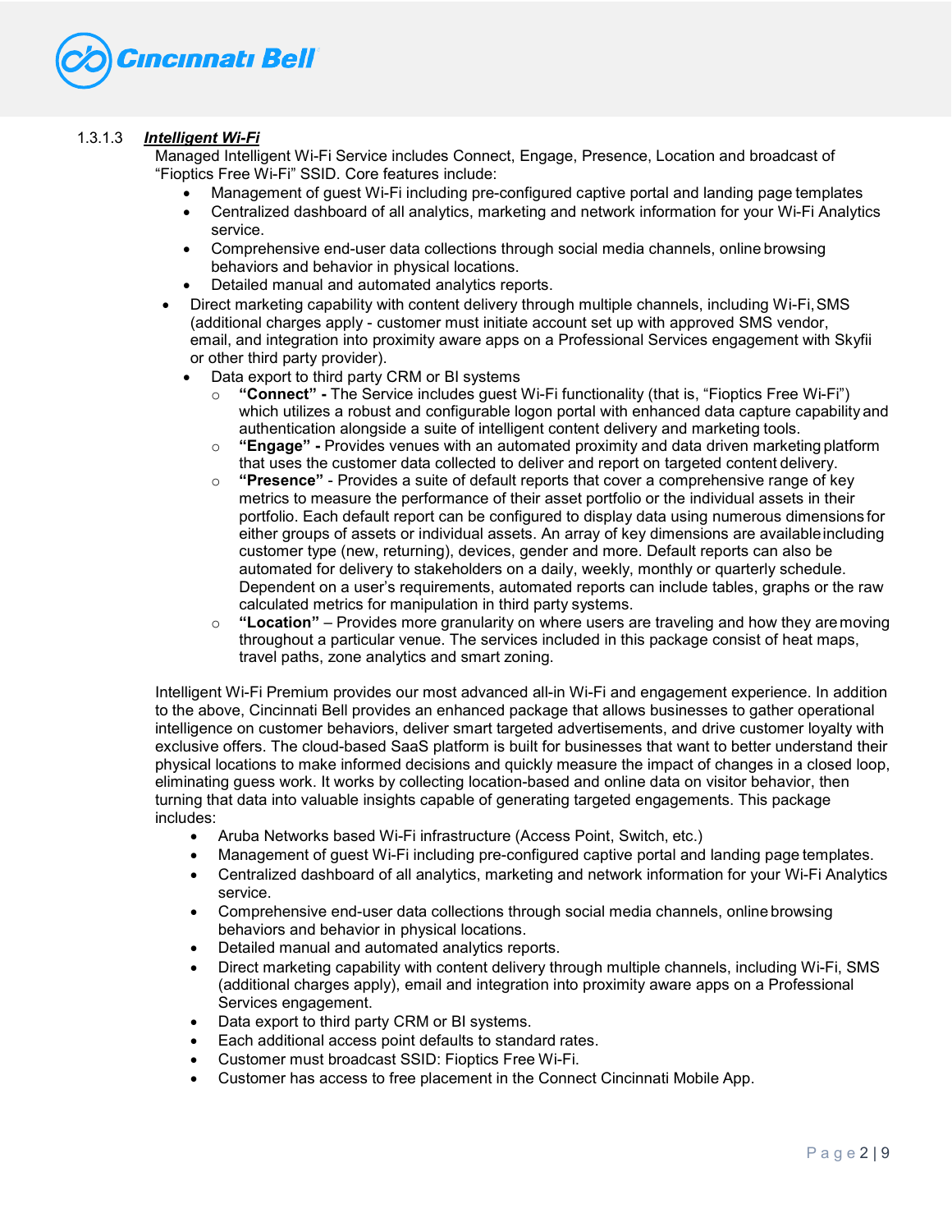#### 1.3.1.3 ***Intelligent Wi-Fi***

Managed Intelligent Wi-Fi Service includes Connect, Engage, Presence, Location and broadcast of "Fioptics Free Wi-Fi" SSID. Core features include:

- Management of guest Wi-Fi including pre-configured captive portal and landing page templates
- Centralized dashboard of all analytics, marketing and network information for your Wi-Fi Analytics service.
- Comprehensive end-user data collections through social media channels, online browsing behaviors and behavior in physical locations.
- Detailed manual and automated analytics reports.
- Direct marketing capability with content delivery through multiple channels, including Wi-Fi, SMS (additional charges apply - customer must initiate account set up with approved SMS vendor, email, and integration into proximity aware apps on a Professional Services engagement with Skyfii or other third party provider).
- Data export to third party CRM or BI systems
  - **"Connect" -** The Service includes guest Wi-Fi functionality (that is, "Fioptics Free Wi-Fi") which utilizes a robust and configurable logon portal with enhanced data capture capability and authentication alongside a suite of intelligent content delivery and marketing tools.
  - **"Engage" -** Provides venues with an automated proximity and data driven marketing platform that uses the customer data collected to deliver and report on targeted content delivery.
  - **"Presence"** - Provides a suite of default reports that cover a comprehensive range of key metrics to measure the performance of their asset portfolio or the individual assets in their portfolio. Each default report can be configured to display data using numerous dimensions for either groups of assets or individual assets. An array of key dimensions are available including customer type (new, returning), devices, gender and more. Default reports can also be automated for delivery to stakeholders on a daily, weekly, monthly or quarterly schedule. Dependent on a user's requirements, automated reports can include tables, graphs or the raw calculated metrics for manipulation in third party systems.
  - **"Location"** – Provides more granularity on where users are traveling and how they are moving throughout a particular venue. The services included in this package consist of heat maps, travel paths, zone analytics and smart zoning.

Intelligent Wi-Fi Premium provides our most advanced all-in Wi-Fi and engagement experience. In addition to the above, Cincinnati Bell provides an enhanced package that allows businesses to gather operational intelligence on customer behaviors, deliver smart targeted advertisements, and drive customer loyalty with exclusive offers. The cloud-based SaaS platform is built for businesses that want to better understand their physical locations to make informed decisions and quickly measure the impact of changes in a closed loop, eliminating guess work. It works by collecting location-based and online data on visitor behavior, then turning that data into valuable insights capable of generating targeted engagements. This package includes:

- Aruba Networks based Wi-Fi infrastructure (Access Point, Switch, etc.)
- Management of guest Wi-Fi including pre-configured captive portal and landing page templates.
- Centralized dashboard of all analytics, marketing and network information for your Wi-Fi Analytics service.
- Comprehensive end-user data collections through social media channels, online browsing behaviors and behavior in physical locations.
- Detailed manual and automated analytics reports.
- Direct marketing capability with content delivery through multiple channels, including Wi-Fi, SMS (additional charges apply), email and integration into proximity aware apps on a Professional Services engagement.
- Data export to third party CRM or BI systems.
- Each additional access point defaults to standard rates.
- Customer must broadcast SSID: Fioptics Free Wi-Fi.
- Customer has access to free placement in the Connect Cincinnati Mobile App.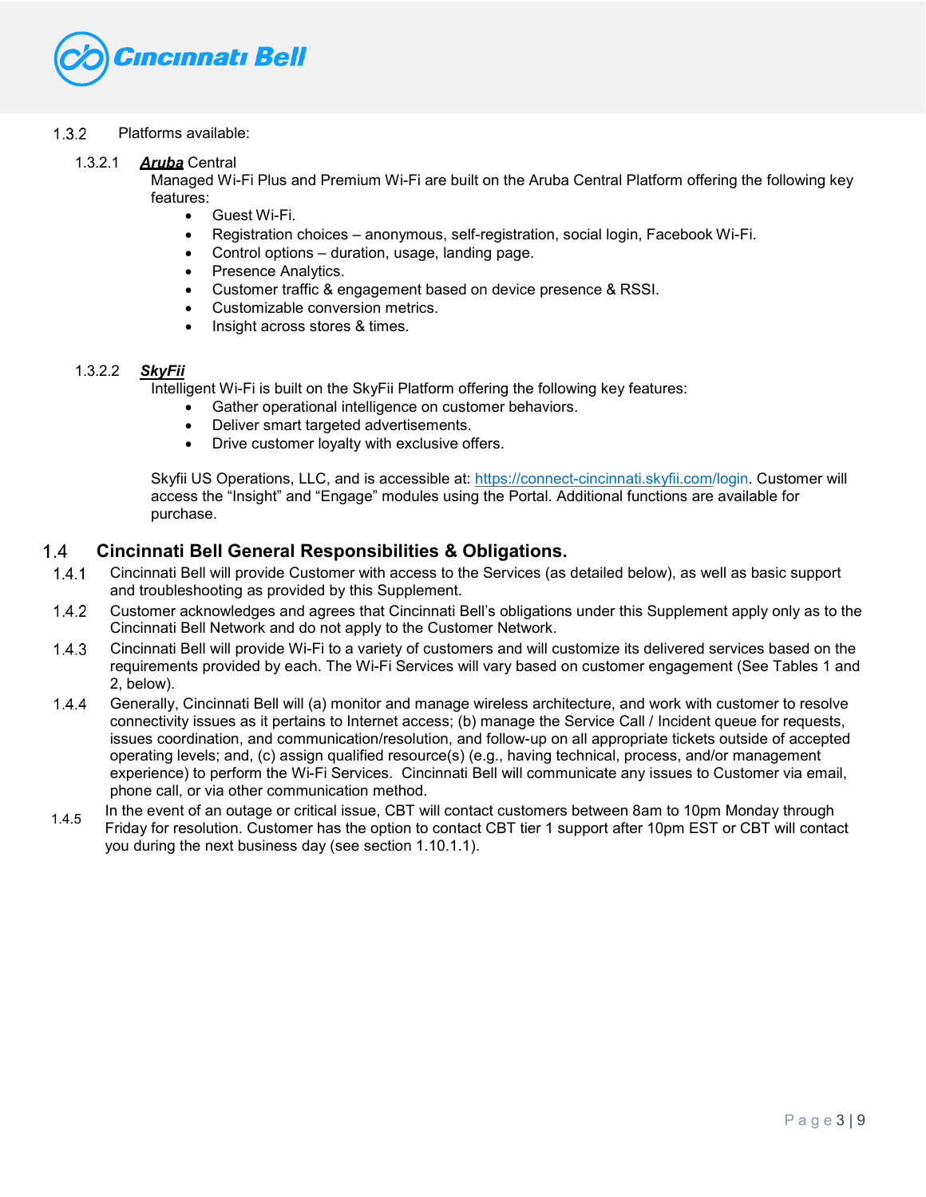1.3.2 Platforms available:

1.3.2.1 ***Aruba*** Central

Managed Wi-Fi Plus and Premium Wi-Fi are built on the Aruba Central Platform offering the following key features:

- Guest Wi-Fi.
- Registration choices – anonymous, self-registration, social login, Facebook Wi-Fi.
- Control options – duration, usage, landing page.
- Presence Analytics.
- Customer traffic & engagement based on device presence & RSSI.
- Customizable conversion metrics.
- Insight across stores & times.

1.3.2.2 ***SkyFii***

Intelligent Wi-Fi is built on the SkyFii Platform offering the following key features:

- Gather operational intelligence on customer behaviors.
- Deliver smart targeted advertisements.
- Drive customer loyalty with exclusive offers.

Skyfii US Operations, LLC, and is accessible at: https://connect-cincinnati.skyfii.com/login. Customer will access the "Insight" and "Engage" modules using the Portal. Additional functions are available for purchase.

## 1.4 Cincinnati Bell General Responsibilities & Obligations.

1.4.1 Cincinnati Bell will provide Customer with access to the Services (as detailed below), as well as basic support and troubleshooting as provided by this Supplement.

1.4.2 Customer acknowledges and agrees that Cincinnati Bell's obligations under this Supplement apply only as to the Cincinnati Bell Network and do not apply to the Customer Network.

1.4.3 Cincinnati Bell will provide Wi-Fi to a variety of customers and will customize its delivered services based on the requirements provided by each. The Wi-Fi Services will vary based on customer engagement (See Tables 1 and 2, below).

1.4.4 Generally, Cincinnati Bell will (a) monitor and manage wireless architecture, and work with customer to resolve connectivity issues as it pertains to Internet access; (b) manage the Service Call / Incident queue for requests, issues coordination, and communication/resolution, and follow-up on all appropriate tickets outside of accepted operating levels; and, (c) assign qualified resource(s) (e.g., having technical, process, and/or management experience) to perform the Wi-Fi Services. Cincinnati Bell will communicate any issues to Customer via email, phone call, or via other communication method.

1.4.5 In the event of an outage or critical issue, CBT will contact customers between 8am to 10pm Monday through Friday for resolution. Customer has the option to contact CBT tier 1 support after 10pm EST or CBT will contact you during the next business day (see section 1.10.1.1).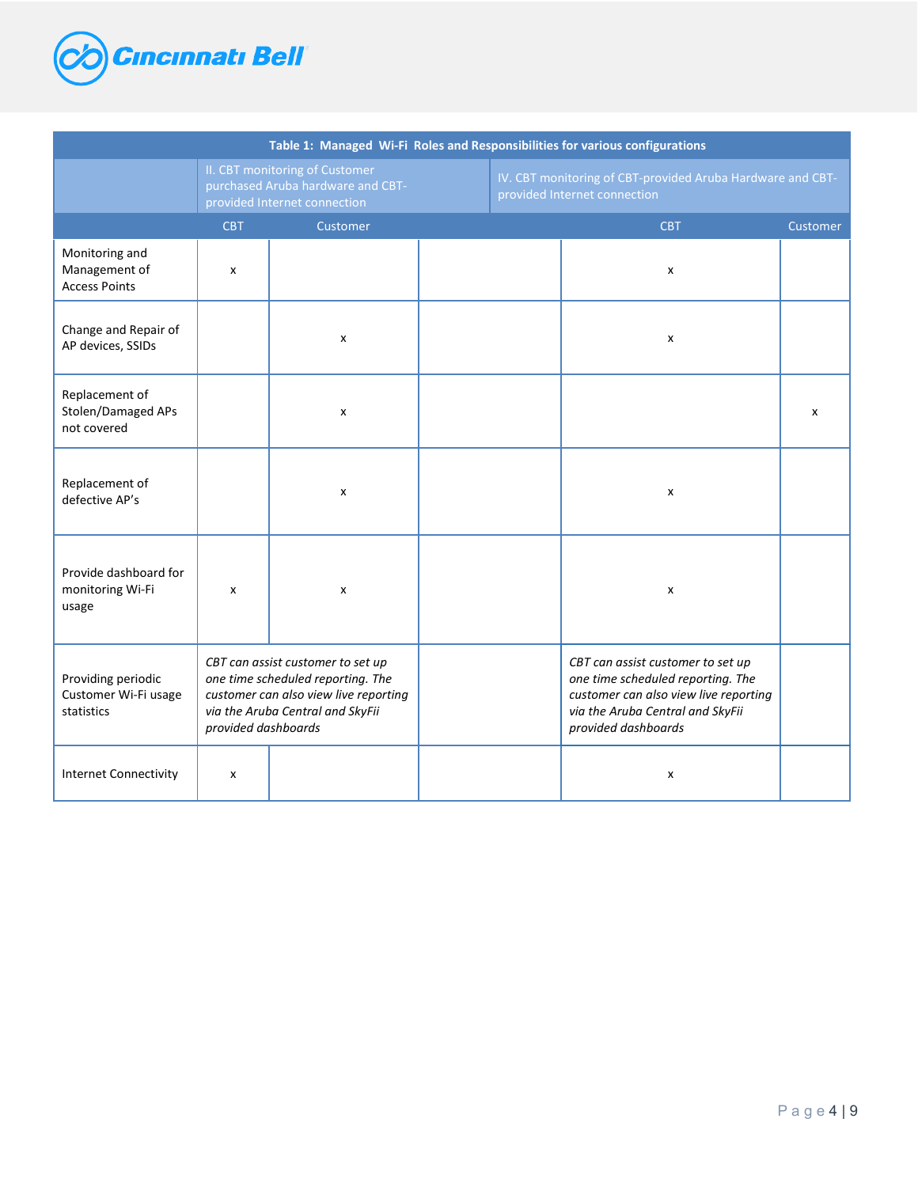| Table 1: Managed Wi-Fi Roles and Responsibilities for various configurations | | | | | |
|---|---|---|---|---|---|
| | II. CBT monitoring of Customer purchased Aruba hardware and CBT-provided Internet connection | | | IV. CBT monitoring of CBT-provided Aruba Hardware and CBT-provided Internet connection | |
| | CBT | Customer | | CBT | Customer |
| Monitoring and Management of Access Points | x | | | x | |
| Change and Repair of AP devices, SSIDs | | x | | x | |
| Replacement of Stolen/Damaged APs not covered | | x | | | x |
| Replacement of defective AP's | | x | | x | |
| Provide dashboard for monitoring Wi-Fi usage | x | x | | x | |
| Providing periodic Customer Wi-Fi usage statistics | *CBT can assist customer to set up one time scheduled reporting. The customer can also view live reporting via the Aruba Central and SkyFii provided dashboards* | | | *CBT can assist customer to set up one time scheduled reporting. The customer can also view live reporting via the Aruba Central and SkyFii provided dashboards* | |
| Internet Connectivity | x | | | x | |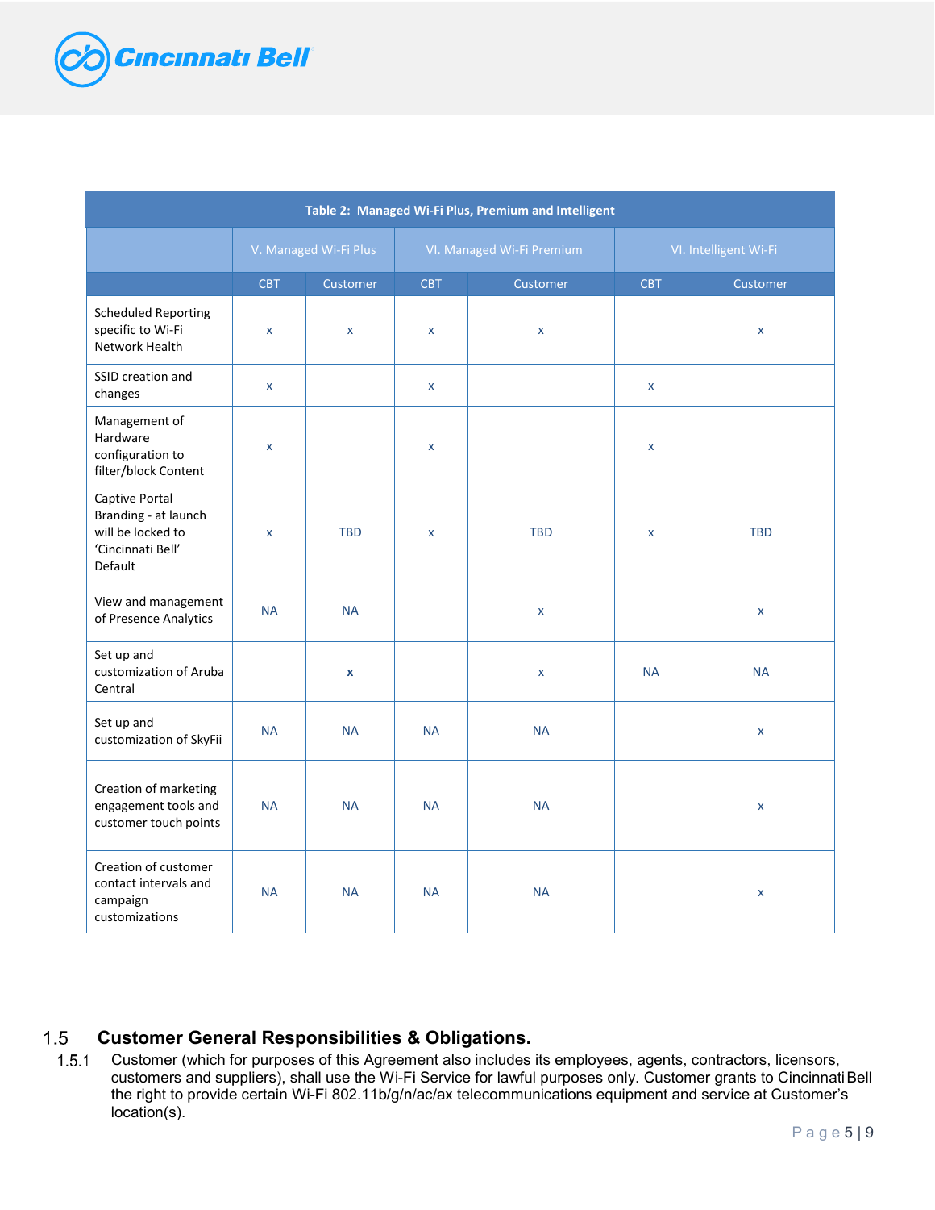| Table 2: Managed Wi-Fi Plus, Premium and Intelligent | | | | | | |
|---|---|---|---|---|---|---|
| | V. Managed Wi-Fi Plus | | VI. Managed Wi-Fi Premium | | VI. Intelligent Wi-Fi | |
| | CBT | Customer | CBT | Customer | CBT | Customer |
| Scheduled Reporting specific to Wi-Fi Network Health | x | x | x | x | | x |
| SSID creation and changes | x | | x | | x | |
| Management of Hardware configuration to filter/block Content | x | | x | | x | |
| Captive Portal Branding - at launch will be locked to 'Cincinnati Bell' Default | x | TBD | x | TBD | x | TBD |
| View and management of Presence Analytics | NA | NA | | x | | x |
| Set up and customization of Aruba Central | | **x** | | x | NA | NA |
| Set up and customization of SkyFii | NA | NA | NA | NA | | x |
| Creation of marketing engagement tools and customer touch points | NA | NA | NA | NA | | x |
| Creation of customer contact intervals and campaign customizations | NA | NA | NA | NA | | x |

## 1.5 Customer General Responsibilities & Obligations.

1.5.1 Customer (which for purposes of this Agreement also includes its employees, agents, contractors, licensors, customers and suppliers), shall use the Wi-Fi Service for lawful purposes only. Customer grants to Cincinnati Bell the right to provide certain Wi-Fi 802.11b/g/n/ac/ax telecommunications equipment and service at Customer's location(s).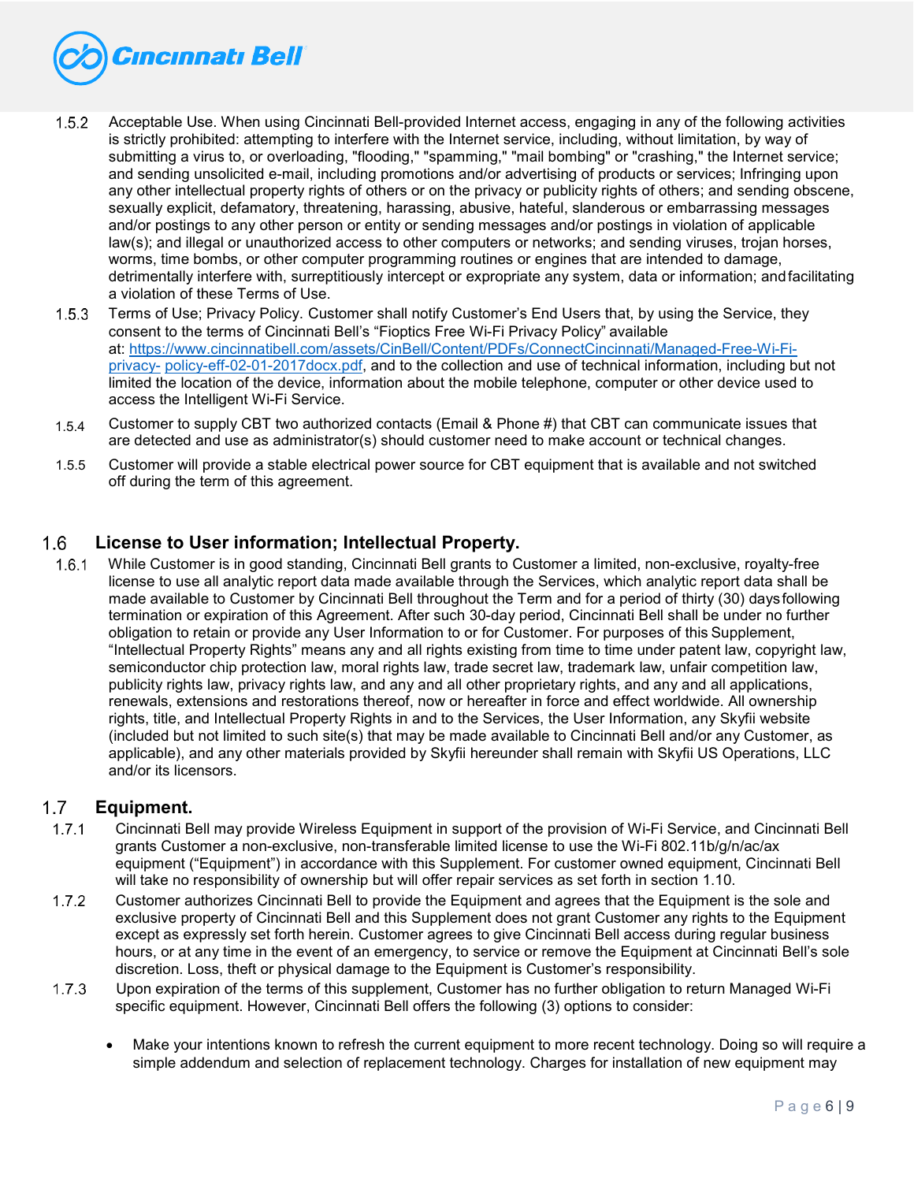1.5.2 Acceptable Use. When using Cincinnati Bell-provided Internet access, engaging in any of the following activities is strictly prohibited: attempting to interfere with the Internet service, including, without limitation, by way of submitting a virus to, or overloading, "flooding," "spamming," "mail bombing" or "crashing," the Internet service; and sending unsolicited e-mail, including promotions and/or advertising of products or services; Infringing upon any other intellectual property rights of others or on the privacy or publicity rights of others; and sending obscene, sexually explicit, defamatory, threatening, harassing, abusive, hateful, slanderous or embarrassing messages and/or postings to any other person or entity or sending messages and/or postings in violation of applicable law(s); and illegal or unauthorized access to other computers or networks; and sending viruses, trojan horses, worms, time bombs, or other computer programming routines or engines that are intended to damage, detrimentally interfere with, surreptitiously intercept or expropriate any system, data or information; and facilitating a violation of these Terms of Use.

1.5.3 Terms of Use; Privacy Policy. Customer shall notify Customer's End Users that, by using the Service, they consent to the terms of Cincinnati Bell's "Fioptics Free Wi-Fi Privacy Policy" available at: [https://www.cincinnatibell.com/assets/CinBell/Content/PDFs/ConnectCincinnati/Managed-Free-Wi-Fi-privacy- policy-eff-02-01-2017docx.pdf](https://www.cincinnatibell.com/assets/CinBell/Content/PDFs/ConnectCincinnati/Managed-Free-Wi-Fi-privacy-policy-eff-02-01-2017docx.pdf), and to the collection and use of technical information, including but not limited the location of the device, information about the mobile telephone, computer or other device used to access the Intelligent Wi-Fi Service.

1.5.4 Customer to supply CBT two authorized contacts (Email & Phone #) that CBT can communicate issues that are detected and use as administrator(s) should customer need to make account or technical changes.

1.5.5 Customer will provide a stable electrical power source for CBT equipment that is available and not switched off during the term of this agreement.

## 1.6 License to User information; Intellectual Property.

1.6.1 While Customer is in good standing, Cincinnati Bell grants to Customer a limited, non-exclusive, royalty-free license to use all analytic report data made available through the Services, which analytic report data shall be made available to Customer by Cincinnati Bell throughout the Term and for a period of thirty (30) days following termination or expiration of this Agreement. After such 30-day period, Cincinnati Bell shall be under no further obligation to retain or provide any User Information to or for Customer. For purposes of this Supplement, "Intellectual Property Rights" means any and all rights existing from time to time under patent law, copyright law, semiconductor chip protection law, moral rights law, trade secret law, trademark law, unfair competition law, publicity rights law, privacy rights law, and any and all other proprietary rights, and any and all applications, renewals, extensions and restorations thereof, now or hereafter in force and effect worldwide. All ownership rights, title, and Intellectual Property Rights in and to the Services, the User Information, any Skyfii website (included but not limited to such site(s) that may be made available to Cincinnati Bell and/or any Customer, as applicable), and any other materials provided by Skyfii hereunder shall remain with Skyfii US Operations, LLC and/or its licensors.

## 1.7 Equipment.

1.7.1 Cincinnati Bell may provide Wireless Equipment in support of the provision of Wi-Fi Service, and Cincinnati Bell grants Customer a non-exclusive, non-transferable limited license to use the Wi-Fi 802.11b/g/n/ac/ax equipment ("Equipment") in accordance with this Supplement. For customer owned equipment, Cincinnati Bell will take no responsibility of ownership but will offer repair services as set forth in section 1.10.

1.7.2 Customer authorizes Cincinnati Bell to provide the Equipment and agrees that the Equipment is the sole and exclusive property of Cincinnati Bell and this Supplement does not grant Customer any rights to the Equipment except as expressly set forth herein. Customer agrees to give Cincinnati Bell access during regular business hours, or at any time in the event of an emergency, to service or remove the Equipment at Cincinnati Bell's sole discretion. Loss, theft or physical damage to the Equipment is Customer's responsibility.

1.7.3 Upon expiration of the terms of this supplement, Customer has no further obligation to return Managed Wi-Fi specific equipment. However, Cincinnati Bell offers the following (3) options to consider:

- Make your intentions known to refresh the current equipment to more recent technology. Doing so will require a simple addendum and selection of replacement technology. Charges for installation of new equipment may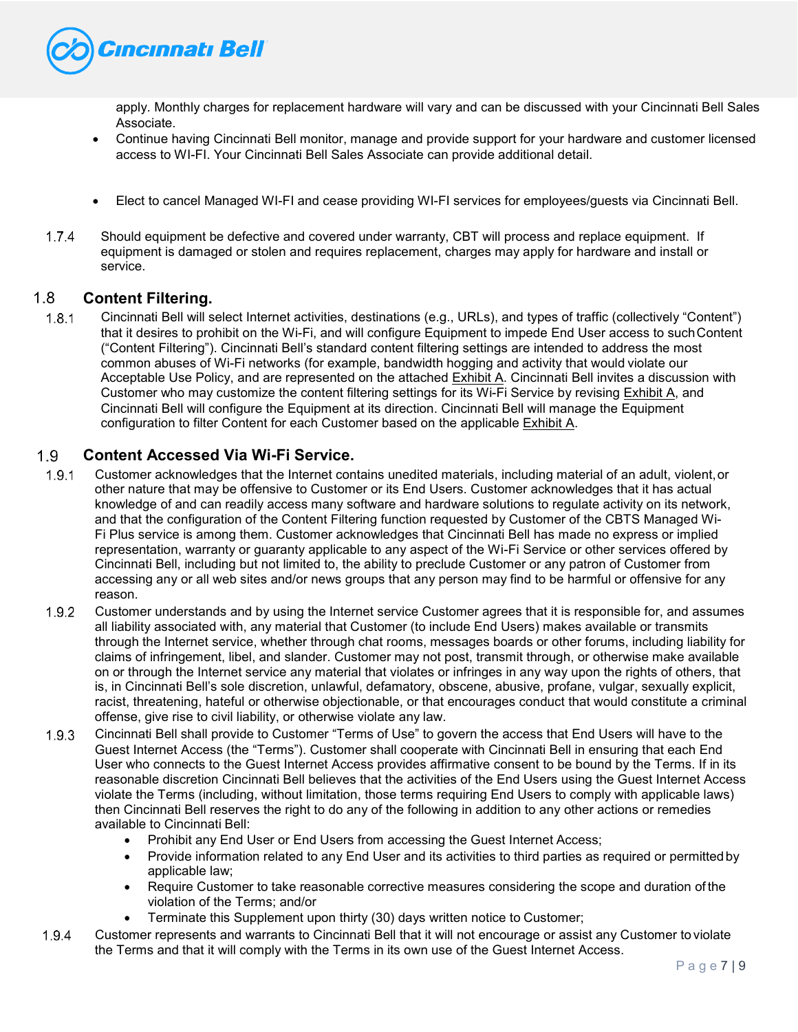apply. Monthly charges for replacement hardware will vary and can be discussed with your Cincinnati Bell Sales Associate.

- Continue having Cincinnati Bell monitor, manage and provide support for your hardware and customer licensed access to WI-FI. Your Cincinnati Bell Sales Associate can provide additional detail.
- Elect to cancel Managed WI-FI and cease providing WI-FI services for employees/guests via Cincinnati Bell.

1.7.4 Should equipment be defective and covered under warranty, CBT will process and replace equipment. If equipment is damaged or stolen and requires replacement, charges may apply for hardware and install or service.

## 1.8 Content Filtering.

1.8.1 Cincinnati Bell will select Internet activities, destinations (e.g., URLs), and types of traffic (collectively "Content") that it desires to prohibit on the Wi-Fi, and will configure Equipment to impede End User access to such Content ("Content Filtering"). Cincinnati Bell's standard content filtering settings are intended to address the most common abuses of Wi-Fi networks (for example, bandwidth hogging and activity that would violate our Acceptable Use Policy, and are represented on the attached Exhibit A. Cincinnati Bell invites a discussion with Customer who may customize the content filtering settings for its Wi-Fi Service by revising Exhibit A, and Cincinnati Bell will configure the Equipment at its direction. Cincinnati Bell will manage the Equipment configuration to filter Content for each Customer based on the applicable Exhibit A.

## 1.9 Content Accessed Via Wi-Fi Service.

1.9.1 Customer acknowledges that the Internet contains unedited materials, including material of an adult, violent, or other nature that may be offensive to Customer or its End Users. Customer acknowledges that it has actual knowledge of and can readily access many software and hardware solutions to regulate activity on its network, and that the configuration of the Content Filtering function requested by Customer of the CBTS Managed Wi-Fi Plus service is among them. Customer acknowledges that Cincinnati Bell has made no express or implied representation, warranty or guaranty applicable to any aspect of the Wi-Fi Service or other services offered by Cincinnati Bell, including but not limited to, the ability to preclude Customer or any patron of Customer from accessing any or all web sites and/or news groups that any person may find to be harmful or offensive for any reason.

1.9.2 Customer understands and by using the Internet service Customer agrees that it is responsible for, and assumes all liability associated with, any material that Customer (to include End Users) makes available or transmits through the Internet service, whether through chat rooms, messages boards or other forums, including liability for claims of infringement, libel, and slander. Customer may not post, transmit through, or otherwise make available on or through the Internet service any material that violates or infringes in any way upon the rights of others, that is, in Cincinnati Bell's sole discretion, unlawful, defamatory, obscene, abusive, profane, vulgar, sexually explicit, racist, threatening, hateful or otherwise objectionable, or that encourages conduct that would constitute a criminal offense, give rise to civil liability, or otherwise violate any law.

1.9.3 Cincinnati Bell shall provide to Customer "Terms of Use" to govern the access that End Users will have to the Guest Internet Access (the "Terms"). Customer shall cooperate with Cincinnati Bell in ensuring that each End User who connects to the Guest Internet Access provides affirmative consent to be bound by the Terms. If in its reasonable discretion Cincinnati Bell believes that the activities of the End Users using the Guest Internet Access violate the Terms (including, without limitation, those terms requiring End Users to comply with applicable laws) then Cincinnati Bell reserves the right to do any of the following in addition to any other actions or remedies available to Cincinnati Bell:

- Prohibit any End User or End Users from accessing the Guest Internet Access;
- Provide information related to any End User and its activities to third parties as required or permitted by applicable law;
- Require Customer to take reasonable corrective measures considering the scope and duration of the violation of the Terms; and/or
- Terminate this Supplement upon thirty (30) days written notice to Customer;

1.9.4 Customer represents and warrants to Cincinnati Bell that it will not encourage or assist any Customer to violate the Terms and that it will comply with the Terms in its own use of the Guest Internet Access.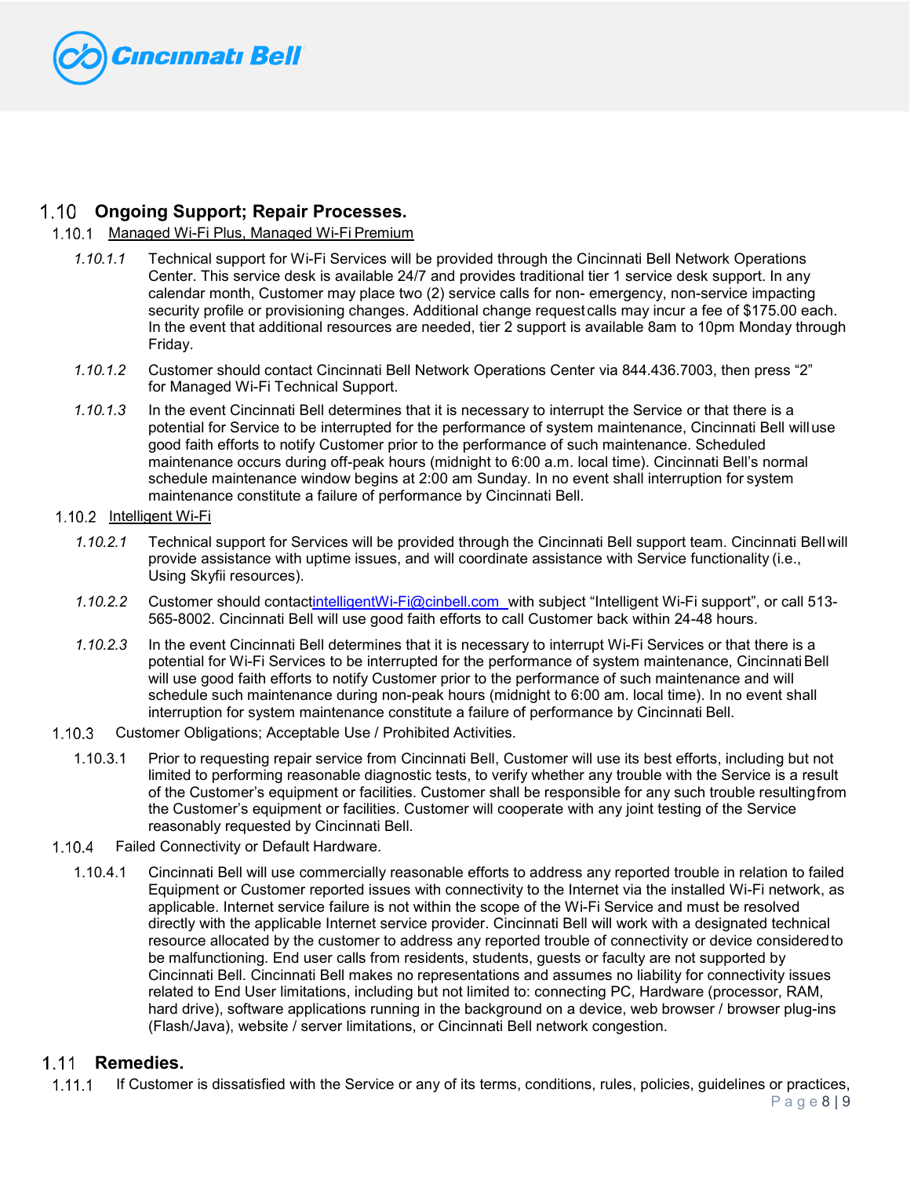## 1.10 Ongoing Support; Repair Processes.

### 1.10.1 Managed Wi-Fi Plus, Managed Wi-Fi Premium

*1.10.1.1* Technical support for Wi-Fi Services will be provided through the Cincinnati Bell Network Operations Center. This service desk is available 24/7 and provides traditional tier 1 service desk support. In any calendar month, Customer may place two (2) service calls for non- emergency, non-service impacting security profile or provisioning changes. Additional change request calls may incur a fee of $175.00 each. In the event that additional resources are needed, tier 2 support is available 8am to 10pm Monday through Friday.

*1.10.1.2* Customer should contact Cincinnati Bell Network Operations Center via 844.436.7003, then press "2" for Managed Wi-Fi Technical Support.

*1.10.1.3* In the event Cincinnati Bell determines that it is necessary to interrupt the Service or that there is a potential for Service to be interrupted for the performance of system maintenance, Cincinnati Bell will use good faith efforts to notify Customer prior to the performance of such maintenance. Scheduled maintenance occurs during off-peak hours (midnight to 6:00 a.m. local time). Cincinnati Bell's normal schedule maintenance window begins at 2:00 am Sunday. In no event shall interruption for system maintenance constitute a failure of performance by Cincinnati Bell.

### 1.10.2 Intelligent Wi-Fi

*1.10.2.1* Technical support for Services will be provided through the Cincinnati Bell support team. Cincinnati Bell will provide assistance with uptime issues, and will coordinate assistance with Service functionality (i.e., Using Skyfii resources).

*1.10.2.2* Customer should contact intelligentWi-Fi@cinbell.com with subject "Intelligent Wi-Fi support", or call 513-565-8002. Cincinnati Bell will use good faith efforts to call Customer back within 24-48 hours.

*1.10.2.3* In the event Cincinnati Bell determines that it is necessary to interrupt Wi-Fi Services or that there is a potential for Wi-Fi Services to be interrupted for the performance of system maintenance, Cincinnati Bell will use good faith efforts to notify Customer prior to the performance of such maintenance and will schedule such maintenance during non-peak hours (midnight to 6:00 am. local time). In no event shall interruption for system maintenance constitute a failure of performance by Cincinnati Bell.

### 1.10.3 Customer Obligations; Acceptable Use / Prohibited Activities.

1.10.3.1 Prior to requesting repair service from Cincinnati Bell, Customer will use its best efforts, including but not limited to performing reasonable diagnostic tests, to verify whether any trouble with the Service is a result of the Customer's equipment or facilities. Customer shall be responsible for any such trouble resulting from the Customer's equipment or facilities. Customer will cooperate with any joint testing of the Service reasonably requested by Cincinnati Bell.

### 1.10.4 Failed Connectivity or Default Hardware.

1.10.4.1 Cincinnati Bell will use commercially reasonable efforts to address any reported trouble in relation to failed Equipment or Customer reported issues with connectivity to the Internet via the installed Wi-Fi network, as applicable. Internet service failure is not within the scope of the Wi-Fi Service and must be resolved directly with the applicable Internet service provider. Cincinnati Bell will work with a designated technical resource allocated by the customer to address any reported trouble of connectivity or device considered to be malfunctioning. End user calls from residents, students, guests or faculty are not supported by Cincinnati Bell. Cincinnati Bell makes no representations and assumes no liability for connectivity issues related to End User limitations, including but not limited to: connecting PC, Hardware (processor, RAM, hard drive), software applications running in the background on a device, web browser / browser plug-ins (Flash/Java), website / server limitations, or Cincinnati Bell network congestion.

## 1.11 Remedies.

1.11.1 If Customer is dissatisfied with the Service or any of its terms, conditions, rules, policies, guidelines or practices,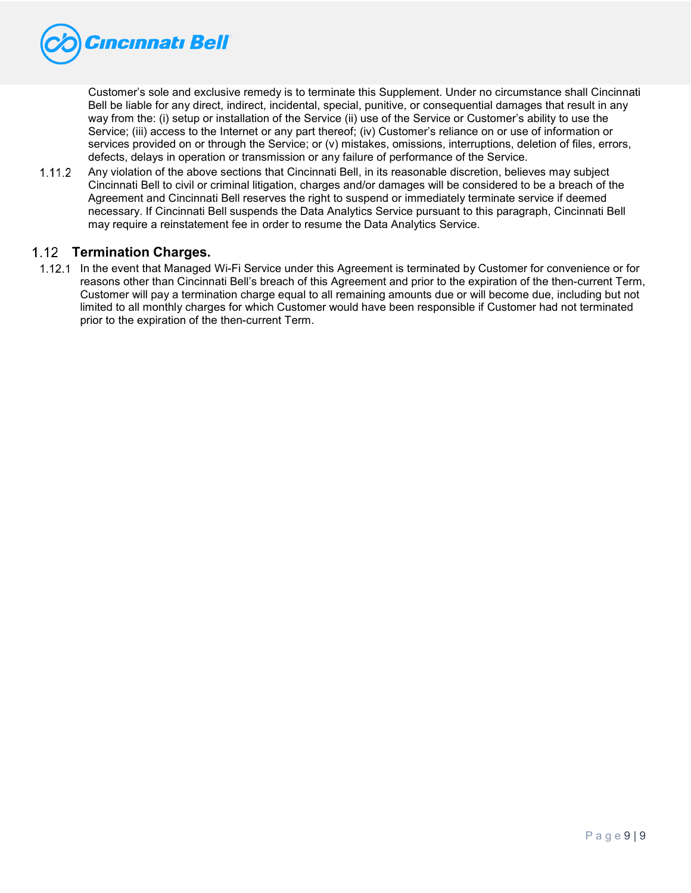Customer's sole and exclusive remedy is to terminate this Supplement. Under no circumstance shall Cincinnati Bell be liable for any direct, indirect, incidental, special, punitive, or consequential damages that result in any way from the: (i) setup or installation of the Service (ii) use of the Service or Customer's ability to use the Service; (iii) access to the Internet or any part thereof; (iv) Customer's reliance on or use of information or services provided on or through the Service; or (v) mistakes, omissions, interruptions, deletion of files, errors, defects, delays in operation or transmission or any failure of performance of the Service.

1.11.2 Any violation of the above sections that Cincinnati Bell, in its reasonable discretion, believes may subject Cincinnati Bell to civil or criminal litigation, charges and/or damages will be considered to be a breach of the Agreement and Cincinnati Bell reserves the right to suspend or immediately terminate service if deemed necessary. If Cincinnati Bell suspends the Data Analytics Service pursuant to this paragraph, Cincinnati Bell may require a reinstatement fee in order to resume the Data Analytics Service.

## 1.12 Termination Charges.

1.12.1 In the event that Managed Wi-Fi Service under this Agreement is terminated by Customer for convenience or for reasons other than Cincinnati Bell's breach of this Agreement and prior to the expiration of the then-current Term, Customer will pay a termination charge equal to all remaining amounts due or will become due, including but not limited to all monthly charges for which Customer would have been responsible if Customer had not terminated prior to the expiration of the then-current Term.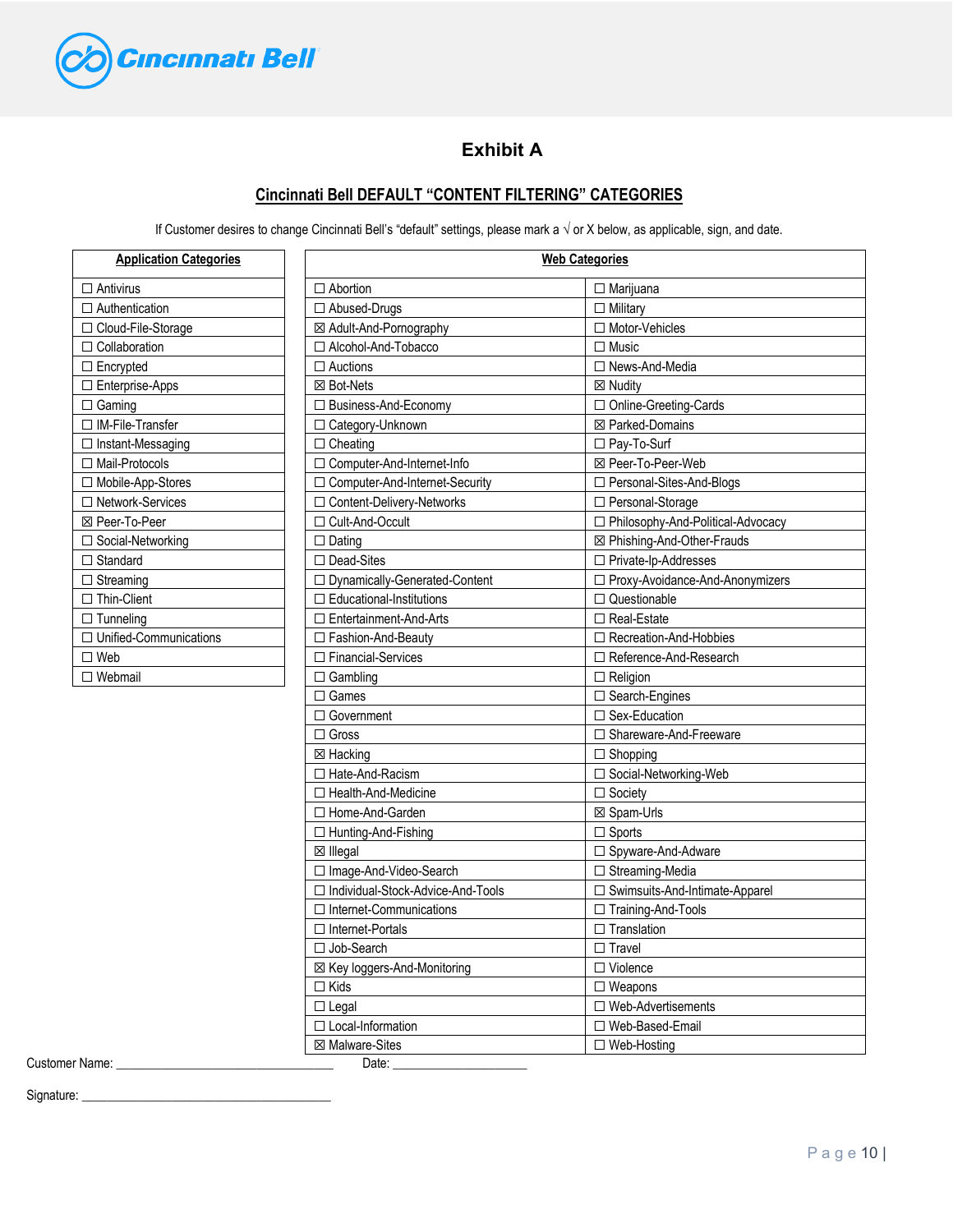# Exhibit A

## Cincinnati Bell DEFAULT "CONTENT FILTERING" CATEGORIES

If Customer desires to change Cincinnati Bell's "default" settings, please mark a √ or X below, as applicable, sign, and date.

| Application Categories |
|---|
| ☐ Antivirus |
| ☐ Authentication |
| ☐ Cloud-File-Storage |
| ☐ Collaboration |
| ☐ Encrypted |
| ☐ Enterprise-Apps |
| ☐ Gaming |
| ☐ IM-File-Transfer |
| ☐ Instant-Messaging |
| ☐ Mail-Protocols |
| ☐ Mobile-App-Stores |
| ☐ Network-Services |
| ☒ Peer-To-Peer |
| ☐ Social-Networking |
| ☐ Standard |
| ☐ Streaming |
| ☐ Thin-Client |
| ☐ Tunneling |
| ☐ Unified-Communications |
| ☐ Web |
| ☐ Webmail |

| Web Categories | |
|---|---|
| ☐ Abortion | ☐ Marijuana |
| ☐ Abused-Drugs | ☐ Military |
| ☒ Adult-And-Pornography | ☐ Motor-Vehicles |
| ☐ Alcohol-And-Tobacco | ☐ Music |
| ☐ Auctions | ☐ News-And-Media |
| ☒ Bot-Nets | ☒ Nudity |
| ☐ Business-And-Economy | ☐ Online-Greeting-Cards |
| ☐ Category-Unknown | ☒ Parked-Domains |
| ☐ Cheating | ☐ Pay-To-Surf |
| ☐ Computer-And-Internet-Info | ☒ Peer-To-Peer-Web |
| ☐ Computer-And-Internet-Security | ☐ Personal-Sites-And-Blogs |
| ☐ Content-Delivery-Networks | ☐ Personal-Storage |
| ☐ Cult-And-Occult | ☐ Philosophy-And-Political-Advocacy |
| ☐ Dating | ☒ Phishing-And-Other-Frauds |
| ☐ Dead-Sites | ☐ Private-Ip-Addresses |
| ☐ Dynamically-Generated-Content | ☐ Proxy-Avoidance-And-Anonymizers |
| ☐ Educational-Institutions | ☐ Questionable |
| ☐ Entertainment-And-Arts | ☐ Real-Estate |
| ☐ Fashion-And-Beauty | ☐ Recreation-And-Hobbies |
| ☐ Financial-Services | ☐ Reference-And-Research |
| ☐ Gambling | ☐ Religion |
| ☐ Games | ☐ Search-Engines |
| ☐ Government | ☐ Sex-Education |
| ☐ Gross | ☐ Shareware-And-Freeware |
| ☒ Hacking | ☐ Shopping |
| ☐ Hate-And-Racism | ☐ Social-Networking-Web |
| ☐ Health-And-Medicine | ☐ Society |
| ☐ Home-And-Garden | ☒ Spam-Urls |
| ☐ Hunting-And-Fishing | ☐ Sports |
| ☒ Illegal | ☐ Spyware-And-Adware |
| ☐ Image-And-Video-Search | ☐ Streaming-Media |
| ☐ Individual-Stock-Advice-And-Tools | ☐ Swimsuits-And-Intimate-Apparel |
| ☐ Internet-Communications | ☐ Training-And-Tools |
| ☐ Internet-Portals | ☐ Translation |
| ☐ Job-Search | ☐ Travel |
| ☒ Key loggers-And-Monitoring | ☐ Violence |
| ☐ Kids | ☐ Weapons |
| ☐ Legal | ☐ Web-Advertisements |
| ☐ Local-Information | ☐ Web-Based-Email |
| ☒ Malware-Sites | ☐ Web-Hosting |

Customer Name: ________________________________ Date: ____________________

Signature: ____________________________________